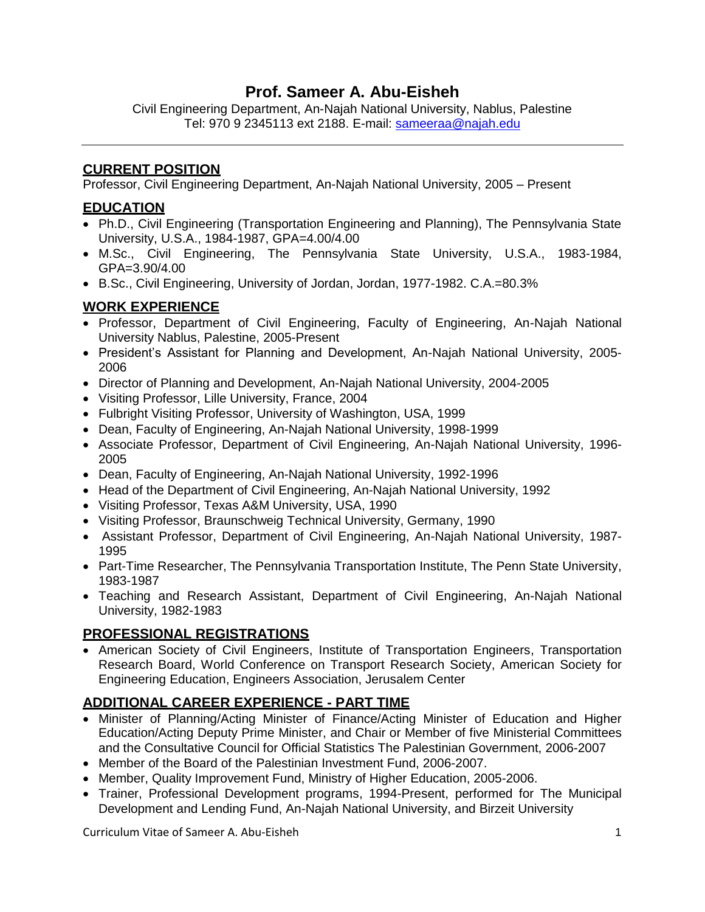# Prof. Sameer A. Abu-Eisheh

Civil Engineering Department, An-Najah National University, Nablus, Palestine
Tel: 970 9 2345113 ext 2188. E-mail: sameeraa@najah.edu

---

## CURRENT POSITION

Professor, Civil Engineering Department, An-Najah National University, 2005 – Present

## EDUCATION

- Ph.D., Civil Engineering (Transportation Engineering and Planning), The Pennsylvania State University, U.S.A., 1984-1987, GPA=4.00/4.00
- M.Sc., Civil Engineering, The Pennsylvania State University, U.S.A., 1983-1984, GPA=3.90/4.00
- B.Sc., Civil Engineering, University of Jordan, Jordan, 1977-1982. C.A.=80.3%

## WORK EXPERIENCE

- Professor, Department of Civil Engineering, Faculty of Engineering, An-Najah National University Nablus, Palestine, 2005-Present
- President's Assistant for Planning and Development, An-Najah National University, 2005-2006
- Director of Planning and Development, An-Najah National University, 2004-2005
- Visiting Professor, Lille University, France, 2004
- Fulbright Visiting Professor, University of Washington, USA, 1999
- Dean, Faculty of Engineering, An-Najah National University, 1998-1999
- Associate Professor, Department of Civil Engineering, An-Najah National University, 1996-2005
- Dean, Faculty of Engineering, An-Najah National University, 1992-1996
- Head of the Department of Civil Engineering, An-Najah National University, 1992
- Visiting Professor, Texas A&M University, USA, 1990
- Visiting Professor, Braunschweig Technical University, Germany, 1990
- Assistant Professor, Department of Civil Engineering, An-Najah National University, 1987-1995
- Part-Time Researcher, The Pennsylvania Transportation Institute, The Penn State University, 1983-1987
- Teaching and Research Assistant, Department of Civil Engineering, An-Najah National University, 1982-1983

## PROFESSIONAL REGISTRATIONS

- American Society of Civil Engineers, Institute of Transportation Engineers, Transportation Research Board, World Conference on Transport Research Society, American Society for Engineering Education, Engineers Association, Jerusalem Center

## ADDITIONAL CAREER EXPERIENCE - PART TIME

- Minister of Planning/Acting Minister of Finance/Acting Minister of Education and Higher Education/Acting Deputy Prime Minister, and Chair or Member of five Ministerial Committees and the Consultative Council for Official Statistics The Palestinian Government, 2006-2007
- Member of the Board of the Palestinian Investment Fund, 2006-2007.
- Member, Quality Improvement Fund, Ministry of Higher Education, 2005-2006.
- Trainer, Professional Development programs, 1994-Present, performed for The Municipal Development and Lending Fund, An-Najah National University, and Birzeit University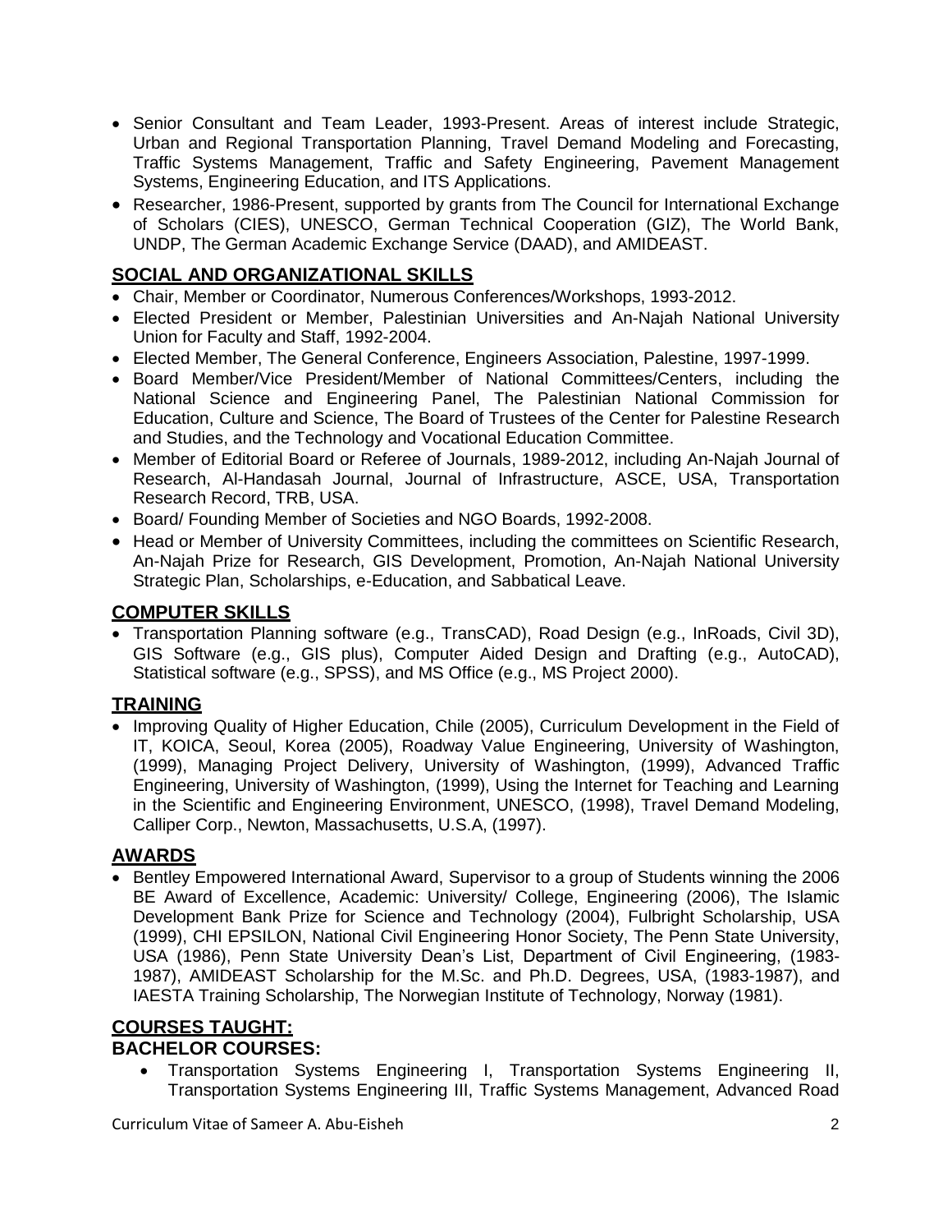- Senior Consultant and Team Leader, 1993-Present. Areas of interest include Strategic, Urban and Regional Transportation Planning, Travel Demand Modeling and Forecasting, Traffic Systems Management, Traffic and Safety Engineering, Pavement Management Systems, Engineering Education, and ITS Applications.
- Researcher, 1986-Present, supported by grants from The Council for International Exchange of Scholars (CIES), UNESCO, German Technical Cooperation (GIZ), The World Bank, UNDP, The German Academic Exchange Service (DAAD), and AMIDEAST.

## SOCIAL AND ORGANIZATIONAL SKILLS

- Chair, Member or Coordinator, Numerous Conferences/Workshops, 1993-2012.
- Elected President or Member, Palestinian Universities and An-Najah National University Union for Faculty and Staff, 1992-2004.
- Elected Member, The General Conference, Engineers Association, Palestine, 1997-1999.
- Board Member/Vice President/Member of National Committees/Centers, including the National Science and Engineering Panel, The Palestinian National Commission for Education, Culture and Science, The Board of Trustees of the Center for Palestine Research and Studies, and the Technology and Vocational Education Committee.
- Member of Editorial Board or Referee of Journals, 1989-2012, including An-Najah Journal of Research, Al-Handasah Journal, Journal of Infrastructure, ASCE, USA, Transportation Research Record, TRB, USA.
- Board/ Founding Member of Societies and NGO Boards, 1992-2008.
- Head or Member of University Committees, including the committees on Scientific Research, An-Najah Prize for Research, GIS Development, Promotion, An-Najah National University Strategic Plan, Scholarships, e-Education, and Sabbatical Leave.

## COMPUTER SKILLS

- Transportation Planning software (e.g., TransCAD), Road Design (e.g., InRoads, Civil 3D), GIS Software (e.g., GIS plus), Computer Aided Design and Drafting (e.g., AutoCAD), Statistical software (e.g., SPSS), and MS Office (e.g., MS Project 2000).

## TRAINING

- Improving Quality of Higher Education, Chile (2005), Curriculum Development in the Field of IT, KOICA, Seoul, Korea (2005), Roadway Value Engineering, University of Washington, (1999), Managing Project Delivery, University of Washington, (1999), Advanced Traffic Engineering, University of Washington, (1999), Using the Internet for Teaching and Learning in the Scientific and Engineering Environment, UNESCO, (1998), Travel Demand Modeling, Calliper Corp., Newton, Massachusetts, U.S.A, (1997).

## AWARDS

- Bentley Empowered International Award, Supervisor to a group of Students winning the 2006 BE Award of Excellence, Academic: University/ College, Engineering (2006), The Islamic Development Bank Prize for Science and Technology (2004), Fulbright Scholarship, USA (1999), CHI EPSILON, National Civil Engineering Honor Society, The Penn State University, USA (1986), Penn State University Dean's List, Department of Civil Engineering, (1983-1987), AMIDEAST Scholarship for the M.Sc. and Ph.D. Degrees, USA, (1983-1987), and IAESTA Training Scholarship, The Norwegian Institute of Technology, Norway (1981).

## COURSES TAUGHT:

### BACHELOR COURSES:

- Transportation Systems Engineering I, Transportation Systems Engineering II, Transportation Systems Engineering III, Traffic Systems Management, Advanced Road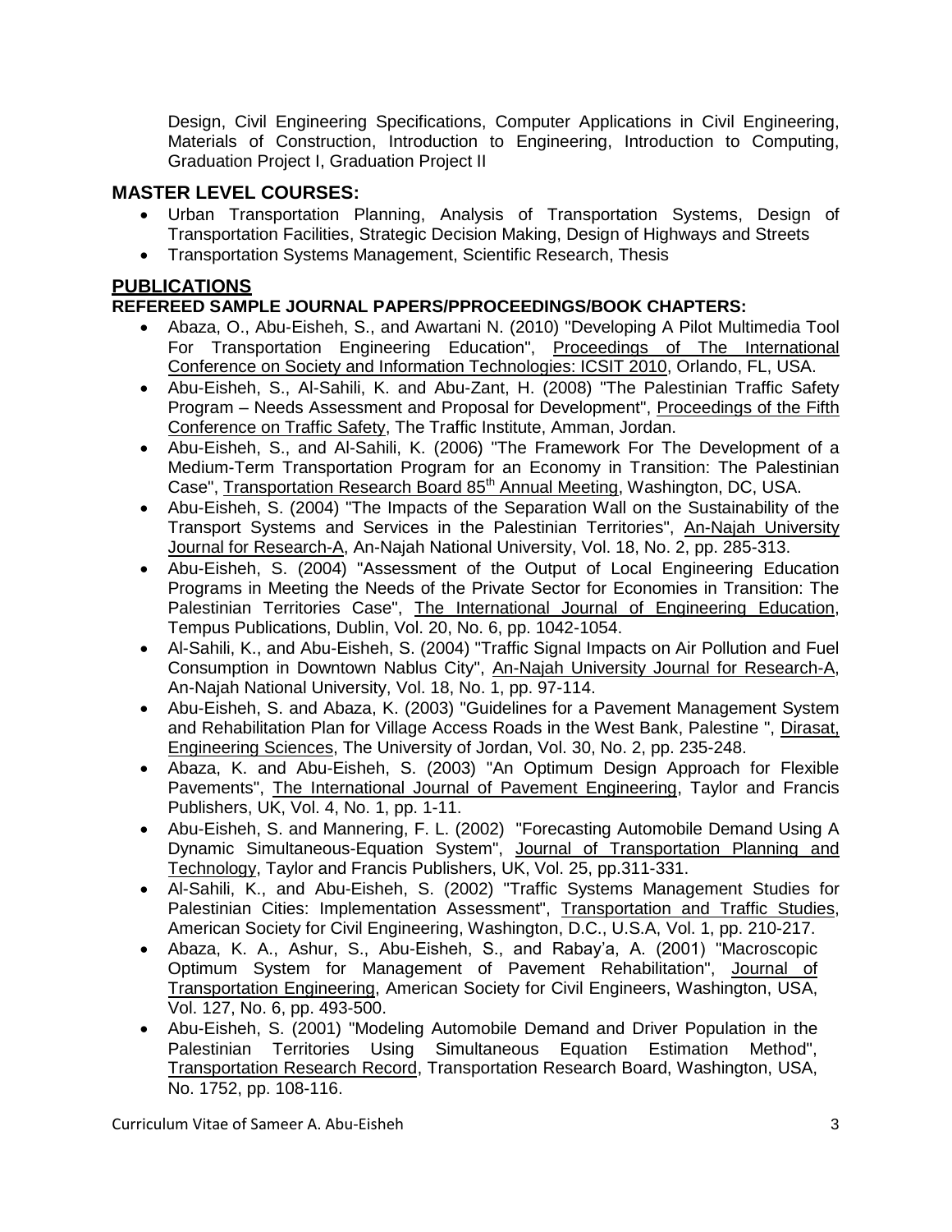Design, Civil Engineering Specifications, Computer Applications in Civil Engineering, Materials of Construction, Introduction to Engineering, Introduction to Computing, Graduation Project I, Graduation Project II

### MASTER LEVEL COURSES:

- Urban Transportation Planning, Analysis of Transportation Systems, Design of Transportation Facilities, Strategic Decision Making, Design of Highways and Streets
- Transportation Systems Management, Scientific Research, Thesis

## PUBLICATIONS

### REFEREED SAMPLE JOURNAL PAPERS/PPROCEEDINGS/BOOK CHAPTERS:

- Abaza, O., Abu-Eisheh, S., and Awartani N. (2010) "Developing A Pilot Multimedia Tool For Transportation Engineering Education", Proceedings of The International Conference on Society and Information Technologies: ICSIT 2010, Orlando, FL, USA.
- Abu-Eisheh, S., Al-Sahili, K. and Abu-Zant, H. (2008) "The Palestinian Traffic Safety Program – Needs Assessment and Proposal for Development", Proceedings of the Fifth Conference on Traffic Safety, The Traffic Institute, Amman, Jordan.
- Abu-Eisheh, S., and Al-Sahili, K. (2006) "The Framework For The Development of a Medium-Term Transportation Program for an Economy in Transition: The Palestinian Case", Transportation Research Board 85th Annual Meeting, Washington, DC, USA.
- Abu-Eisheh, S. (2004) "The Impacts of the Separation Wall on the Sustainability of the Transport Systems and Services in the Palestinian Territories", An-Najah University Journal for Research-A, An-Najah National University, Vol. 18, No. 2, pp. 285-313.
- Abu-Eisheh, S. (2004) "Assessment of the Output of Local Engineering Education Programs in Meeting the Needs of the Private Sector for Economies in Transition: The Palestinian Territories Case", The International Journal of Engineering Education, Tempus Publications, Dublin, Vol. 20, No. 6, pp. 1042-1054.
- Al-Sahili, K., and Abu-Eisheh, S. (2004) "Traffic Signal Impacts on Air Pollution and Fuel Consumption in Downtown Nablus City", An-Najah University Journal for Research-A, An-Najah National University, Vol. 18, No. 1, pp. 97-114.
- Abu-Eisheh, S. and Abaza, K. (2003) "Guidelines for a Pavement Management System and Rehabilitation Plan for Village Access Roads in the West Bank, Palestine ", Dirasat, Engineering Sciences, The University of Jordan, Vol. 30, No. 2, pp. 235-248.
- Abaza, K. and Abu-Eisheh, S. (2003) "An Optimum Design Approach for Flexible Pavements", The International Journal of Pavement Engineering, Taylor and Francis Publishers, UK, Vol. 4, No. 1, pp. 1-11.
- Abu-Eisheh, S. and Mannering, F. L. (2002) "Forecasting Automobile Demand Using A Dynamic Simultaneous-Equation System", Journal of Transportation Planning and Technology, Taylor and Francis Publishers, UK, Vol. 25, pp.311-331.
- Al-Sahili, K., and Abu-Eisheh, S. (2002) "Traffic Systems Management Studies for Palestinian Cities: Implementation Assessment", Transportation and Traffic Studies, American Society for Civil Engineering, Washington, D.C., U.S.A, Vol. 1, pp. 210-217.
- Abaza, K. A., Ashur, S., Abu-Eisheh, S., and Rabay'a, A. (2001) "Macroscopic Optimum System for Management of Pavement Rehabilitation", Journal of Transportation Engineering, American Society for Civil Engineers, Washington, USA, Vol. 127, No. 6, pp. 493-500.
- Abu-Eisheh, S. (2001) "Modeling Automobile Demand and Driver Population in the Palestinian Territories Using Simultaneous Equation Estimation Method", Transportation Research Record, Transportation Research Board, Washington, USA, No. 1752, pp. 108-116.